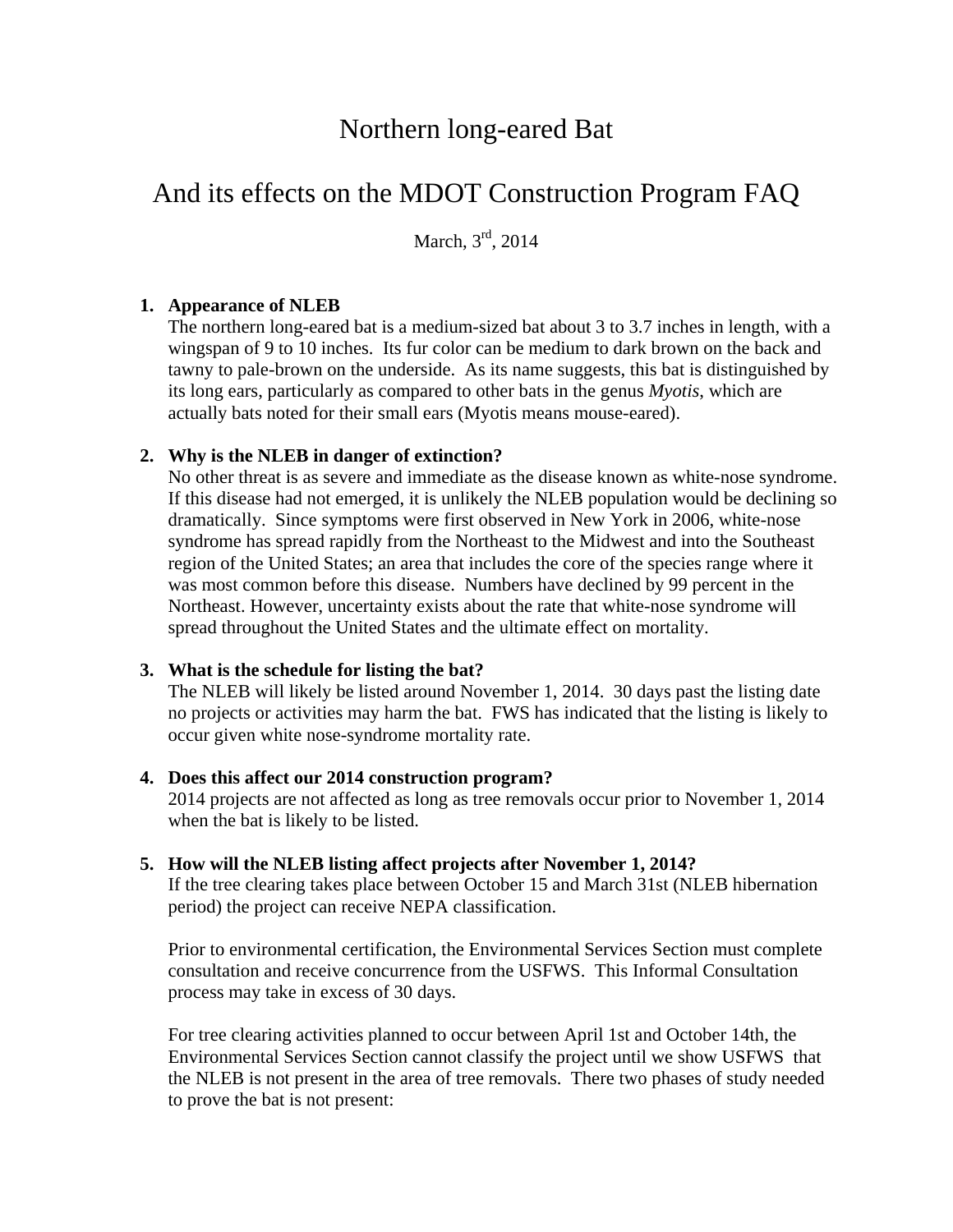# Northern long-eared Bat

## And its effects on the MDOT Construction Program FAQ

March, 3rd, 2014

1. **Appearance of NLEB**
   The northern long-eared bat is a medium-sized bat about 3 to 3.7 inches in length, with a wingspan of 9 to 10 inches. Its fur color can be medium to dark brown on the back and tawny to pale-brown on the underside. As its name suggests, this bat is distinguished by its long ears, particularly as compared to other bats in the genus *Myotis*, which are actually bats noted for their small ears (Myotis means mouse-eared).

2. **Why is the NLEB in danger of extinction?**
   No other threat is as severe and immediate as the disease known as white-nose syndrome. If this disease had not emerged, it is unlikely the NLEB population would be declining so dramatically. Since symptoms were first observed in New York in 2006, white-nose syndrome has spread rapidly from the Northeast to the Midwest and into the Southeast region of the United States; an area that includes the core of the species range where it was most common before this disease. Numbers have declined by 99 percent in the Northeast. However, uncertainty exists about the rate that white-nose syndrome will spread throughout the United States and the ultimate effect on mortality.

3. **What is the schedule for listing the bat?**
   The NLEB will likely be listed around November 1, 2014. 30 days past the listing date no projects or activities may harm the bat. FWS has indicated that the listing is likely to occur given white nose-syndrome mortality rate.

4. **Does this affect our 2014 construction program?**
   2014 projects are not affected as long as tree removals occur prior to November 1, 2014 when the bat is likely to be listed.

5. **How will the NLEB listing affect projects after November 1, 2014?**
   If the tree clearing takes place between October 15 and March 31st (NLEB hibernation period) the project can receive NEPA classification.

   Prior to environmental certification, the Environmental Services Section must complete consultation and receive concurrence from the USFWS. This Informal Consultation process may take in excess of 30 days.

   For tree clearing activities planned to occur between April 1st and October 14th, the Environmental Services Section cannot classify the project until we show USFWS that the NLEB is not present in the area of tree removals. There two phases of study needed to prove the bat is not present: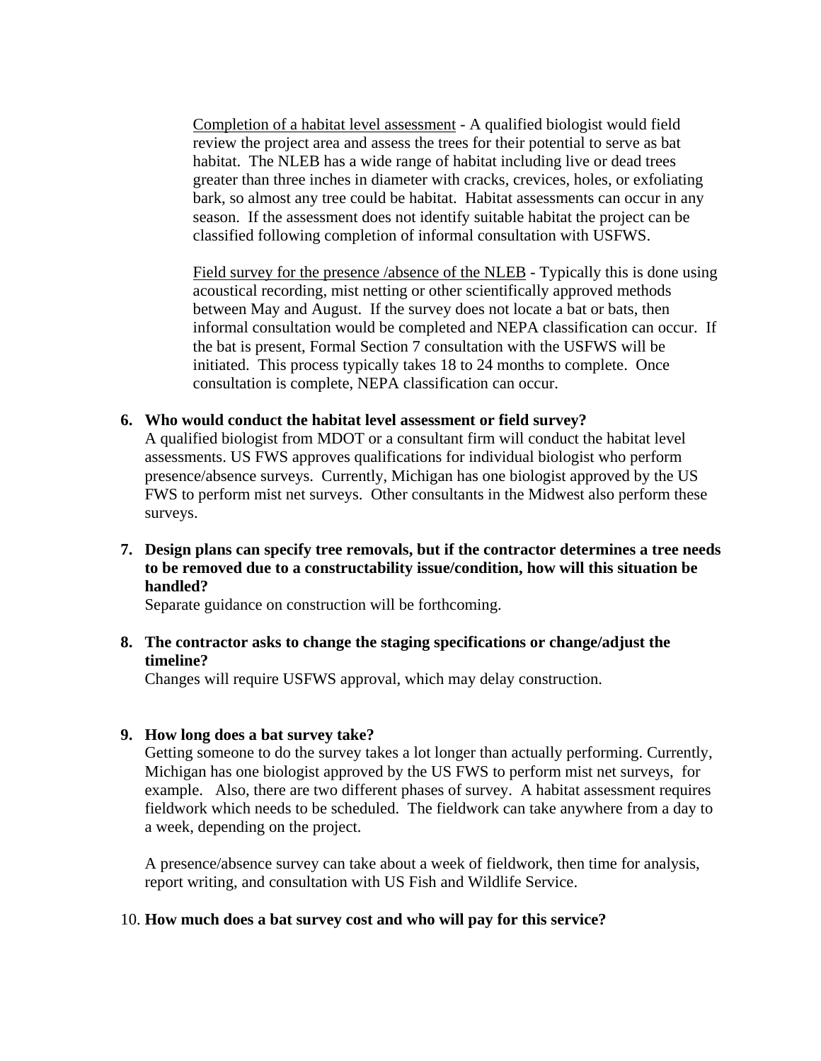Completion of a habitat level assessment - A qualified biologist would field review the project area and assess the trees for their potential to serve as bat habitat. The NLEB has a wide range of habitat including live or dead trees greater than three inches in diameter with cracks, crevices, holes, or exfoliating bark, so almost any tree could be habitat. Habitat assessments can occur in any season. If the assessment does not identify suitable habitat the project can be classified following completion of informal consultation with USFWS.

Field survey for the presence /absence of the NLEB - Typically this is done using acoustical recording, mist netting or other scientifically approved methods between May and August. If the survey does not locate a bat or bats, then informal consultation would be completed and NEPA classification can occur. If the bat is present, Formal Section 7 consultation with the USFWS will be initiated. This process typically takes 18 to 24 months to complete. Once consultation is complete, NEPA classification can occur.

6. **Who would conduct the habitat level assessment or field survey?**
   A qualified biologist from MDOT or a consultant firm will conduct the habitat level assessments. US FWS approves qualifications for individual biologist who perform presence/absence surveys. Currently, Michigan has one biologist approved by the US FWS to perform mist net surveys. Other consultants in the Midwest also perform these surveys.

7. **Design plans can specify tree removals, but if the contractor determines a tree needs to be removed due to a constructability issue/condition, how will this situation be handled?**
   Separate guidance on construction will be forthcoming.

8. **The contractor asks to change the staging specifications or change/adjust the timeline?**
   Changes will require USFWS approval, which may delay construction.

9. **How long does a bat survey take?**
   Getting someone to do the survey takes a lot longer than actually performing. Currently, Michigan has one biologist approved by the US FWS to perform mist net surveys, for example. Also, there are two different phases of survey. A habitat assessment requires fieldwork which needs to be scheduled. The fieldwork can take anywhere from a day to a week, depending on the project.

   A presence/absence survey can take about a week of fieldwork, then time for analysis, report writing, and consultation with US Fish and Wildlife Service.

10. **How much does a bat survey cost and who will pay for this service?**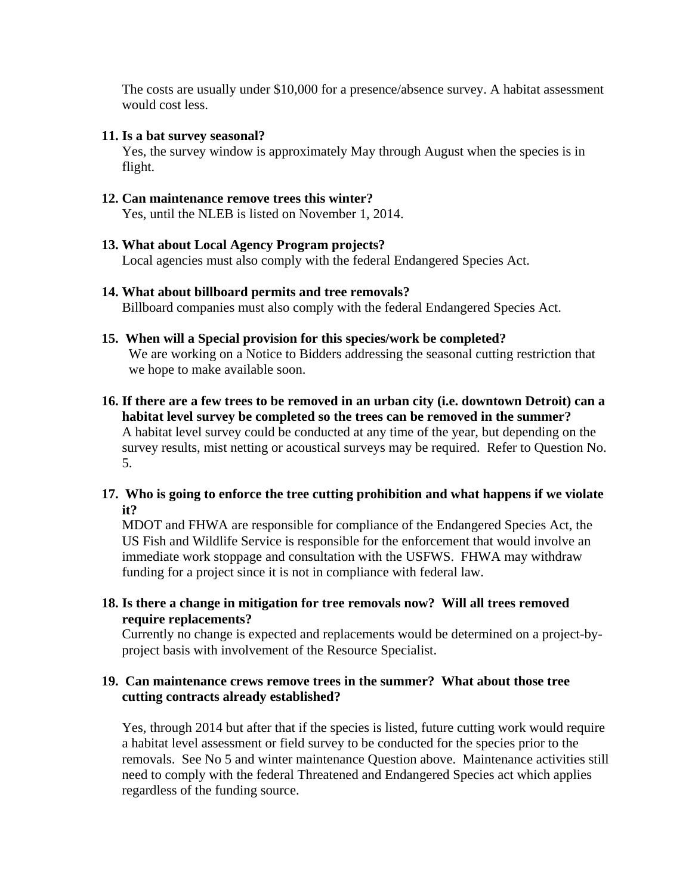The costs are usually under $10,000 for a presence/absence survey. A habitat assessment would cost less.

**11. Is a bat survey seasonal?**
Yes, the survey window is approximately May through August when the species is in flight.

**12. Can maintenance remove trees this winter?**
Yes, until the NLEB is listed on November 1, 2014.

**13. What about Local Agency Program projects?**
Local agencies must also comply with the federal Endangered Species Act.

**14. What about billboard permits and tree removals?**
Billboard companies must also comply with the federal Endangered Species Act.

**15. When will a Special provision for this species/work be completed?**
We are working on a Notice to Bidders addressing the seasonal cutting restriction that we hope to make available soon.

**16. If there are a few trees to be removed in an urban city (i.e. downtown Detroit) can a habitat level survey be completed so the trees can be removed in the summer?**
A habitat level survey could be conducted at any time of the year, but depending on the survey results, mist netting or acoustical surveys may be required. Refer to Question No. 5.

**17. Who is going to enforce the tree cutting prohibition and what happens if we violate it?**
MDOT and FHWA are responsible for compliance of the Endangered Species Act, the US Fish and Wildlife Service is responsible for the enforcement that would involve an immediate work stoppage and consultation with the USFWS. FHWA may withdraw funding for a project since it is not in compliance with federal law.

**18. Is there a change in mitigation for tree removals now? Will all trees removed require replacements?**
Currently no change is expected and replacements would be determined on a project-by-project basis with involvement of the Resource Specialist.

**19. Can maintenance crews remove trees in the summer? What about those tree cutting contracts already established?**

Yes, through 2014 but after that if the species is listed, future cutting work would require a habitat level assessment or field survey to be conducted for the species prior to the removals. See No 5 and winter maintenance Question above. Maintenance activities still need to comply with the federal Threatened and Endangered Species act which applies regardless of the funding source.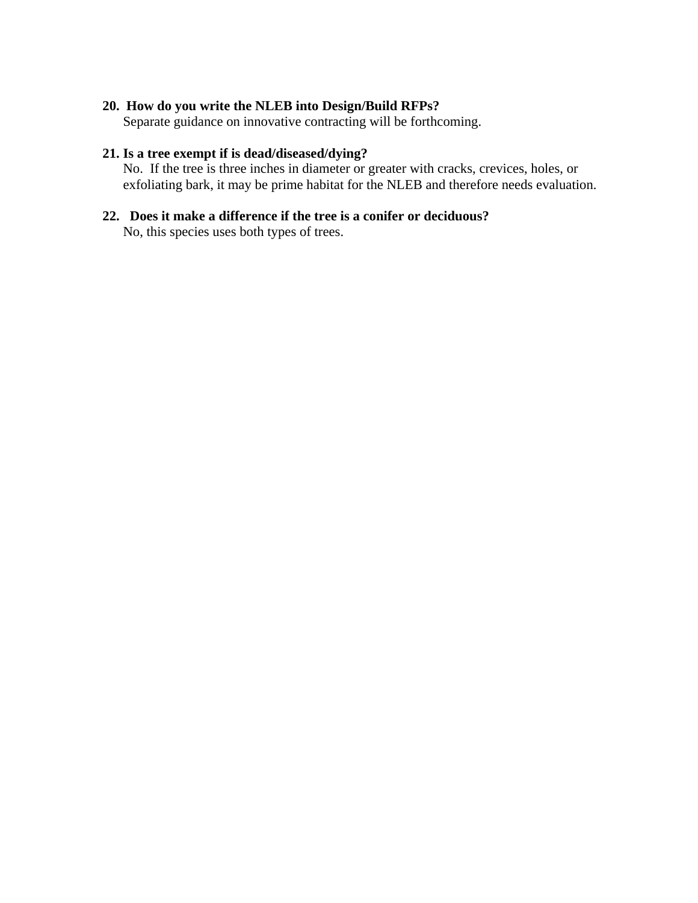**20. How do you write the NLEB into Design/Build RFPs?**
Separate guidance on innovative contracting will be forthcoming.

**21. Is a tree exempt if is dead/diseased/dying?**
No. If the tree is three inches in diameter or greater with cracks, crevices, holes, or exfoliating bark, it may be prime habitat for the NLEB and therefore needs evaluation.

**22. Does it make a difference if the tree is a conifer or deciduous?**
No, this species uses both types of trees.